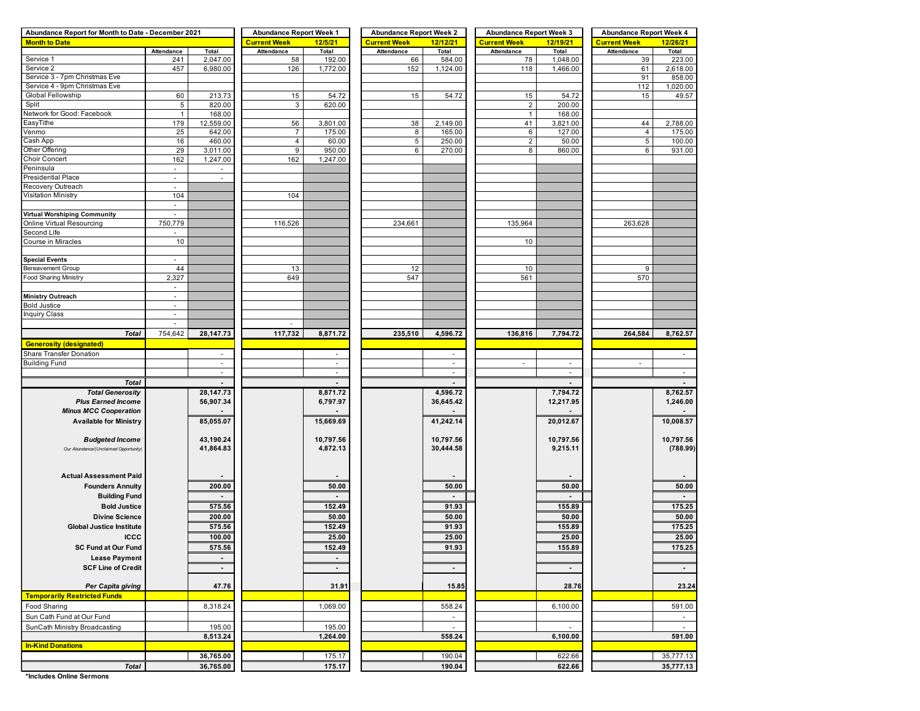| Abundance Report for Month to Date - December 2021 | | | Abundance Report Week 1 | | Abundance Report Week 2 | | Abundance Report Week 3 | | Abundance Report Week 4 | |
|---|---|---|---|---|---|---|---|---|---|---|
| **Month to Date** | | | **Current Week** | **12/5/21** | **Current Week** | **12/12/21** | **Current Week** | **12/19/21** | **Current Week** | **12/26/21** |
| | Attendance | Total | Attendance | Total | Attendance | Total | Attendance | Total | Attendance | Total |
| Service 1 | 241 | 2,047.00 | 58 | 192.00 | 66 | 584.00 | 78 | 1,048.00 | 39 | 223.00 |
| Service 2 | 457 | 6,980.00 | 126 | 1,772.00 | 152 | 1,124.00 | 118 | 1,466.00 | 61 | 2,618.00 |
| Service 3 - 7pm Christmas Eve | | | | | | | | | 91 | 858.00 |
| Service 4 - 9pm Christmas Eve | | | | | | | | | 112 | 1,020.00 |
| Global Fellowship | 60 | 213.73 | 15 | 54.72 | 15 | 54.72 | 15 | 54.72 | 15 | 49.57 |
| Split | 5 | 820.00 | 3 | 620.00 | | | 2 | 200.00 | | |
| Network for Good: Facebook | 1 | 168.00 | | | | | 1 | 168.00 | | |
| EasyTithe | 179 | 12,559.00 | 56 | 3,801.00 | 38 | 2,149.00 | 41 | 3,821.00 | 44 | 2,788.00 |
| Venmo | 25 | 642.00 | 7 | 175.00 | 8 | 165.00 | 6 | 127.00 | 4 | 175.00 |
| Cash App | 16 | 460.00 | 4 | 60.00 | 5 | 250.00 | 2 | 50.00 | 5 | 100.00 |
| Other Offering | 29 | 3,011.00 | 9 | 950.00 | 6 | 270.00 | 8 | 860.00 | 6 | 931.00 |
| Choir Concert | 162 | 1,247.00 | 162 | 1,247.00 | | | | | | |
| Peninsula | - | - | | | | | | | | |
| Presidential Place | - | - | | | | | | | | |
| Recovery Outreach | - | | | | | | | | | |
| Visitation Ministry | 104 | | 104 | | | | | | | |
| | - | | | | | | | | | |
| **Virtual Worshiping Community** | - | | | | | | | | | |
| Online Virtual Resourcing | 750,779 | | 116,526 | | 234,661 | | 135,964 | | 263,628 | |
| Second Life | - | | | | | | | | | |
| Course in Miracles | 10 | | | | | | 10 | | | |
| | | | | | | | | | | |
| **Special Events** | - | | | | | | | | | |
| Bereavement Group | 44 | | 13 | | 12 | | 10 | | 9 | |
| Food Sharing Ministry | 2,327 | | 649 | | 547 | | 561 | | 570 | |
| | - | | | | | | | | | |
| **Ministry Outreach** | - | | | | | | | | | |
| Bold Justice | - | | | | | | | | | |
| Inquiry Class | - | | | | | | | | | |
| | - | | - | | | | | | | |
| ***Total*** | 754,642 | **28,147.73** | **117,732** | **8,871.72** | **235,510** | **4,596.72** | **136,816** | **7,794.72** | **264,584** | **8,762.57** |
| **Generosity (designated)** | | | | | | | | | | |
| Share Transfer Donation | | - | | - | | - | | | | - |
| Building Fund | | - | | - | | - | - | - | - | |
| | | - | | - | | - | | - | | - |
| ***Total*** | | **-** | | **-** | | **-** | | **-** | | **-** |
| ***Total Generosity*** | | **28,147.73** | | **8,871.72** | | **4,596.72** | | **7,794.72** | | **8,762.57** |
| ***Plus Earned Income*** | | **56,907.34** | | **6,797.97** | | **36,645.42** | | **12,217.95** | | **1,246.00** |
| ***Minus MCC Cooperation*** | | **-** | | **-** | | **-** | | **-** | | **-** |
| **Available for Ministry** | | **85,055.07** | | **15,669.69** | | **41,242.14** | | **20,012.67** | | **10,008.57** |
| ***Budgeted Income*** | | **43,190.24** | | **10,797.56** | | **10,797.56** | | **10,797.56** | | **10,797.56** |
| *Our Abundance/(Unclaimed Opportunity)* | | **41,864.83** | | **4,872.13** | | **30,444.58** | | **9,215.11** | | **(788.99)** |
| **Actual Assessment Paid** | | **-** | | **-** | | **-** | | **-** | | **-** |
| **Founders Annuity** | | **200.00** | | **50.00** | | **50.00** | | **50.00** | | **50.00** |
| **Building Fund** | | **-** | | **-** | | **-** | | **-** | | **-** |
| **Bold Justice** | | **575.56** | | **152.49** | | **91.93** | | **155.89** | | **175.25** |
| **Divine Science** | | **200.00** | | **50.00** | | **50.00** | | **50.00** | | **50.00** |
| **Global Justice Institute** | | **575.56** | | **152.49** | | **91.93** | | **155.89** | | **175.25** |
| **ICCC** | | **100.00** | | **25.00** | | **25.00** | | **25.00** | | **25.00** |
| **SC Fund at Our Fund** | | **575.56** | | **152.49** | | **91.93** | | **155.89** | | **175.25** |
| **Lease Payment** | | **-** | | **-** | | | | | | |
| **SCF Line of Credit** | | **-** | | **-** | | **-** | | **-** | | **-** |
| ***Per Capita giving*** | | **47.76** | | **31.91** | | **15.85** | | **28.76** | | **23.24** |
| **Temporarily Restricted Funds** | | | | | | | | | | |
| Food Sharing | | 8,318.24 | | 1,069.00 | | 558.24 | | 6,100.00 | | 591.00 |
| Sun Cath Fund at Our Fund | | | | | | - | | | | - |
| SunCath Ministry Broadcasting | | 195.00 | | 195.00 | | - | | - | | - |
| | | **8,513.24** | | **1,264.00** | | **558.24** | | **6,100.00** | | **591.00** |
| **In-Kind Donations** | | | | | | | | | | |
| | | **36,765.00** | | 175.17 | | 190.04 | | 622.66 | | 35,777.13 |
| ***Total*** | | **36,765.00** | | **175.17** | | **190.04** | | **622.66** | | **35,777.13** |

**\*Includes Online Sermons**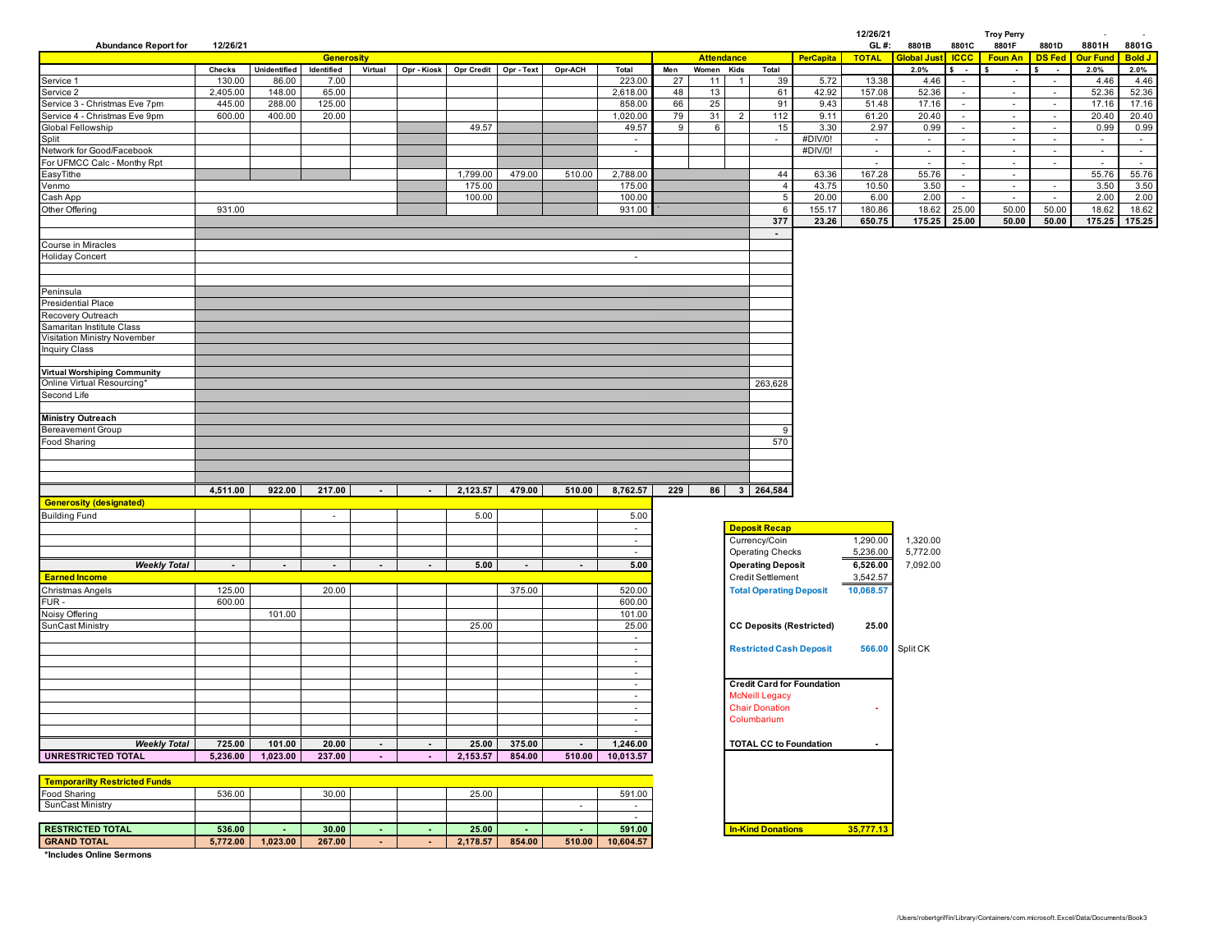**Abundance Report for** 12/26/21

| | Generosity | | | | | | | | | Attendance | | | | PerCapita | 12/26/21 | 8801B | 8801C | Troy Perry 8801F | 8801D | - 8801H | - 8801G |
|---|---|---|---|---|---|---|---|---|---|---|---|---|---|---|---|---|---|---|---|---|---|
| | | | | | | | | | | | | | | | GL #: TOTAL | Global Just | ICCC | Foun An | DS Fed | Our Fund | Bold J |
| | Checks | Unidentified | Identified | Virtual | Opr - Kiosk | Opr Credit | Opr - Text | Opr-ACH | Total | Men | Women | Kids | Total | | | 2.0% | $ - | $ - | $ - | 2.0% | 2.0% |
| Service 1 | 130.00 | 86.00 | 7.00 | | | | | | 223.00 | 27 | 11 | 1 | 39 | 5.72 | 13.38 | 4.46 | - | - | - | 4.46 | 4.46 |
| Service 2 | 2,405.00 | 148.00 | 65.00 | | | | | | 2,618.00 | 48 | 13 | | 61 | 42.92 | 157.08 | 52.36 | - | - | - | 52.36 | 52.36 |
| Service 3 - Christmas Eve 7pm | 445.00 | 288.00 | 125.00 | | | | | | 858.00 | 66 | 25 | | 91 | 9.43 | 51.48 | 17.16 | - | - | - | 17.16 | 17.16 |
| Service 4 - Christmas Eve 9pm | 600.00 | 400.00 | 20.00 | | | | | | 1,020.00 | 79 | 31 | 2 | 112 | 9.11 | 61.20 | 20.40 | - | - | - | 20.40 | 20.40 |
| Global Fellowship | | | | | | 49.57 | | | 49.57 | 9 | 6 | | 15 | 3.30 | 2.97 | 0.99 | - | - | - | 0.99 | 0.99 |
| Split | | | | | | | | | - | | | | - | #DIV/0! | - | - | - | - | - | - | - |
| Network for Good/Facebook | | | | | | | | | - | | | | | #DIV/0! | - | - | - | - | - | - | - |
| For UFMCC Calc - Monthy Rpt | | | | | | | | | | | | | | | - | - | - | - | - | - | - |
| EasyTithe | | | | | | 1,799.00 | 479.00 | 510.00 | 2,788.00 | | | | 44 | 63.36 | 167.28 | 55.76 | - | - | | 55.76 | 55.76 |
| Venmo | | | | | | 175.00 | | | 175.00 | | | | 4 | 43.75 | 10.50 | 3.50 | - | - | - | 3.50 | 3.50 |
| Cash App | | | | | | 100.00 | | | 100.00 | | | | 5 | 20.00 | 6.00 | 2.00 | - | - | - | 2.00 | 2.00 |
| Other Offering | 931.00 | | | | | | | | 931.00 | ` | | | 6 | 155.17 | 180.86 | 18.62 | 25.00 | 50.00 | 50.00 | 18.62 | 18.62 |
| | | | | | | | | | | | | | 377 | 23.26 | 650.75 | 175.25 | 25.00 | 50.00 | 50.00 | 175.25 | 175.25 |
| | | | | | | | | | | | | | - | | | | | | | | |
| Course in Miracles | | | | | | | | | | | | | | | | | | | | | |
| Holiday Concert | | | | | | | | | - | | | | | | | | | | | | |
| Peninsula | | | | | | | | | | | | | | | | | | | | | |
| Presidential Place | | | | | | | | | | | | | | | | | | | | | |
| Recovery Outreach | | | | | | | | | | | | | | | | | | | | | |
| Samaritan Institute Class | | | | | | | | | | | | | | | | | | | | | |
| Visitation Ministry November | | | | | | | | | | | | | | | | | | | | | |
| Inquiry Class | | | | | | | | | | | | | | | | | | | | | |
| **Virtual Worshiping Community** | | | | | | | | | | | | | | | | | | | | | |
| Online Virtual Resourcing* | | | | | | | | | | | | | 263,628 | | | | | | | | |
| Second Life | | | | | | | | | | | | | | | | | | | | | |
| **Ministry Outreach** | | | | | | | | | | | | | | | | | | | | | |
| Bereavement Group | | | | | | | | | | | | | 9 | | | | | | | | |
| Food Sharing | | | | | | | | | | | | | 570 | | | | | | | | |
| | **4,511.00** | **922.00** | **217.00** | **-** | **-** | **2,123.57** | **479.00** | **510.00** | **8,762.57** | **229** | **86** | **3** | **264,584** | | | | | | | | |

| Generosity (designated) | Checks | Unidentified | Identified | Virtual | Opr - Kiosk | Opr Credit | Opr - Text | Opr-ACH | Total |
|---|---|---|---|---|---|---|---|---|---|
| Building Fund | | | - | | | 5.00 | | | 5.00 |
| | | | | | | | | | - |
| | | | | | | | | | - |
| | | | | | | | | | - |
| ***Weekly Total*** | **-** | **-** | **-** | **-** | **-** | **5.00** | **-** | **-** | **5.00** |
| **Earned Income** | | | | | | | | | |
| Christmas Angels | 125.00 | | 20.00 | | | | 375.00 | | 520.00 |
| FUR - | 600.00 | | | | | | | | 600.00 |
| Noisy Offering | | 101.00 | | | | | | | 101.00 |
| SunCast Ministry | | | | | | 25.00 | | | 25.00 |
| | | | | | | | | | - |
| | | | | | | | | | - |
| | | | | | | | | | - |
| | | | | | | | | | - |
| | | | | | | | | | - |
| | | | | | | | | | - |
| | | | | | | | | | - |
| | | | | | | | | | - |
| | | | | | | | | | - |
| ***Weekly Total*** | **725.00** | **101.00** | **20.00** | **-** | **-** | **25.00** | **375.00** | **-** | **1,246.00** |
| **UNRESTRICTED TOTAL** | **5,236.00** | **1,023.00** | **237.00** | **-** | **-** | **2,153.57** | **854.00** | **510.00** | **10,013.57** |

| Temporarilty Restricted Funds | Checks | Unidentified | Identified | Virtual | Opr - Kiosk | Opr Credit | Opr - Text | Opr-ACH | Total |
|---|---|---|---|---|---|---|---|---|---|
| Food Sharing | 536.00 | | 30.00 | | | 25.00 | | | 591.00 |
| SunCast Ministry | | | | | | | | - | - |
| | | | | | | | | | - |
| **RESTRICTED TOTAL** | **536.00** | **-** | **30.00** | **-** | **-** | **25.00** | **-** | **-** | **591.00** |
| **GRAND TOTAL** | **5,772.00** | **1,023.00** | **267.00** | **-** | **-** | **2,178.57** | **854.00** | **510.00** | **10,604.57** |

**\*Includes Online Sermons**

| Deposit Recap | | |
|---|---|---|
| Currency/Coin | 1,290.00 | 1,320.00 |
| Operating Checks | 5,236.00 | 5,772.00 |
| **Operating Deposit** | **6,526.00** | 7,092.00 |
| Credit Settlement | 3,542.57 | |
| **Total Operating Deposit** | **10,068.57** | |
| **CC Deposits (Restricted)** | **25.00** | |
| **Restricted Cash Deposit** | **566.00** | Split CK |
| **Credit Card for Foundation** | | |
| McNeill Legacy | | |
| Chair Donation | - | |
| Columbarium | | |
| **TOTAL CC to Foundation** | **-** | |
| **In-Kind Donations** | **35,777.13** | |